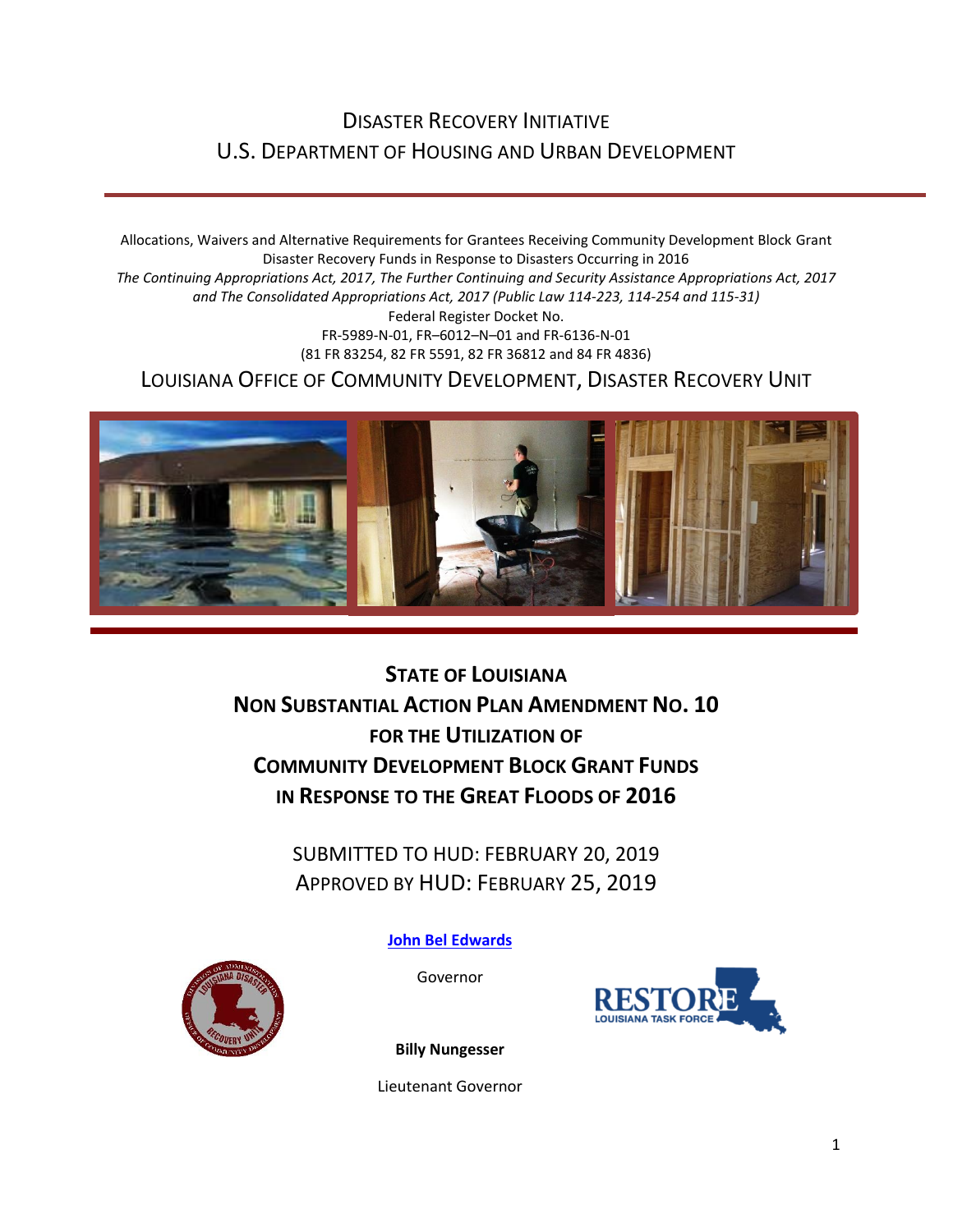# Disaster Recovery Initiative

# U.S. Department of Housing and Urban Development

Allocations, Waivers and Alternative Requirements for Grantees Receiving Community Development Block Grant Disaster Recovery Funds in Response to Disasters Occurring in 2016

*The Continuing Appropriations Act, 2017, The Further Continuing and Security Assistance Appropriations Act, 2017 and The Consolidated Appropriations Act, 2017 (Public Law 114-223, 114-254 and 115-31)*

Federal Register Docket No.

FR-5989-N-01, FR–6012–N–01 and FR-6136-N-01

(81 FR 83254, 82 FR 5591, 82 FR 36812 and 84 FR 4836)

## Louisiana Office of Community Development, Disaster Recovery Unit

# State of Louisiana Non Substantial Action Plan Amendment No. 10 for the Utilization of Community Development Block Grant Funds in Response to the Great Floods of 2016

SUBMITTED TO HUD: FEBRUARY 20, 2019

APPROVED BY HUD: FEBRUARY 25, 2019

**John Bel Edwards**

Governor

**Billy Nungesser**

Lieutenant Governor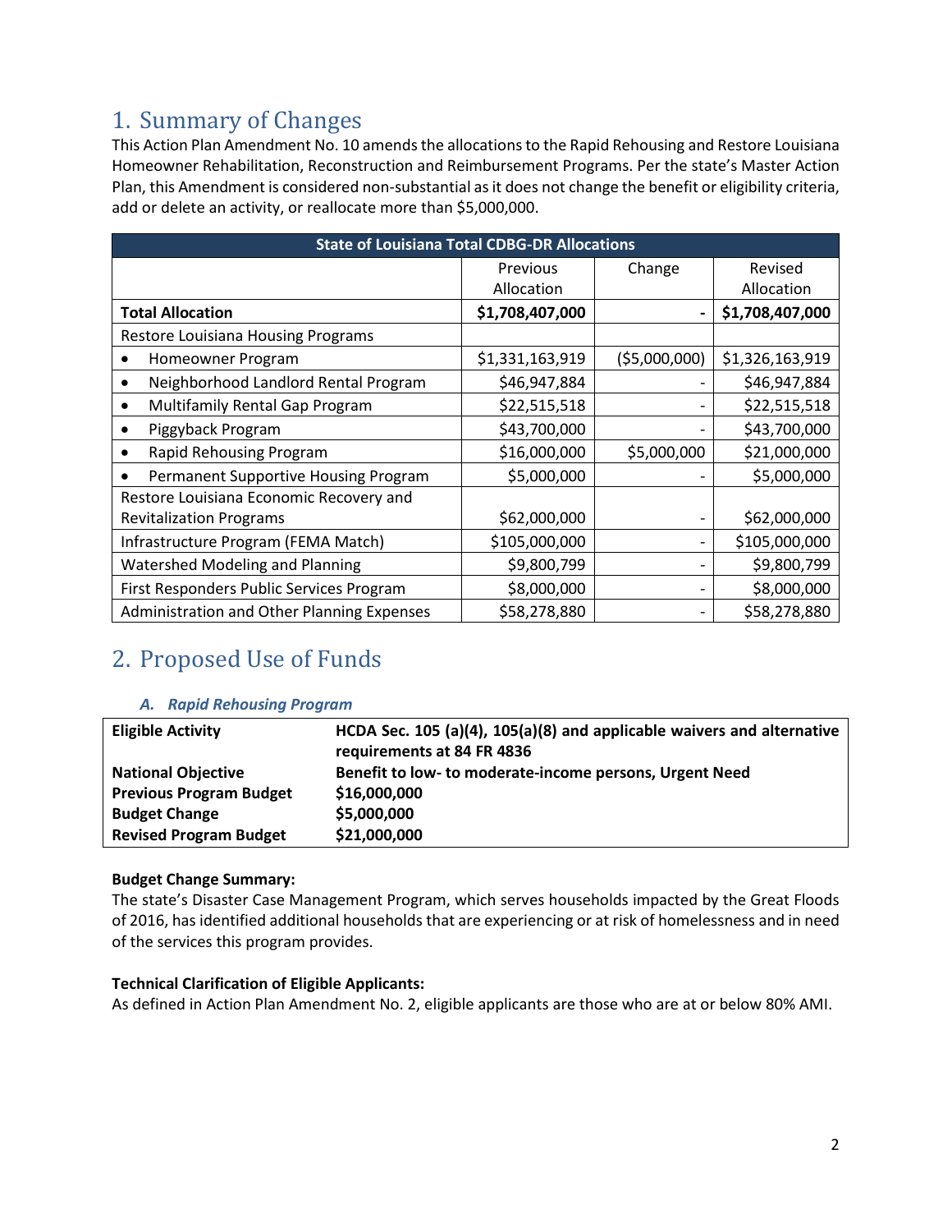# 1. Summary of Changes

This Action Plan Amendment No. 10 amends the allocations to the Rapid Rehousing and Restore Louisiana Homeowner Rehabilitation, Reconstruction and Reimbursement Programs. Per the state's Master Action Plan, this Amendment is considered non-substantial as it does not change the benefit or eligibility criteria, add or delete an activity, or reallocate more than $5,000,000.

| State of Louisiana Total CDBG-DR Allocations | | | |
|---|---|---|---|
| | Previous Allocation | Change | Revised Allocation |
| **Total Allocation** | **$1,708,407,000** | **-** | **$1,708,407,000** |
| Restore Louisiana Housing Programs | | | |
| • Homeowner Program | $1,331,163,919 | ($5,000,000) | $1,326,163,919 |
| • Neighborhood Landlord Rental Program | $46,947,884 | - | $46,947,884 |
| • Multifamily Rental Gap Program | $22,515,518 | - | $22,515,518 |
| • Piggyback Program | $43,700,000 | - | $43,700,000 |
| • Rapid Rehousing Program | $16,000,000 | $5,000,000 | $21,000,000 |
| • Permanent Supportive Housing Program | $5,000,000 | - | $5,000,000 |
| Restore Louisiana Economic Recovery and Revitalization Programs | $62,000,000 | - | $62,000,000 |
| Infrastructure Program (FEMA Match) | $105,000,000 | - | $105,000,000 |
| Watershed Modeling and Planning | $9,800,799 | - | $9,800,799 |
| First Responders Public Services Program | $8,000,000 | - | $8,000,000 |
| Administration and Other Planning Expenses | $58,278,880 | - | $58,278,880 |

# 2. Proposed Use of Funds

### *A. Rapid Rehousing Program*

| | |
|---|---|
| **Eligible Activity** | **HCDA Sec. 105 (a)(4), 105(a)(8) and applicable waivers and alternative requirements at 84 FR 4836** |
| **National Objective** | **Benefit to low- to moderate-income persons, Urgent Need** |
| **Previous Program Budget** | **$16,000,000** |
| **Budget Change** | **$5,000,000** |
| **Revised Program Budget** | **$21,000,000** |

**Budget Change Summary:**

The state's Disaster Case Management Program, which serves households impacted by the Great Floods of 2016, has identified additional households that are experiencing or at risk of homelessness and in need of the services this program provides.

**Technical Clarification of Eligible Applicants:**

As defined in Action Plan Amendment No. 2, eligible applicants are those who are at or below 80% AMI.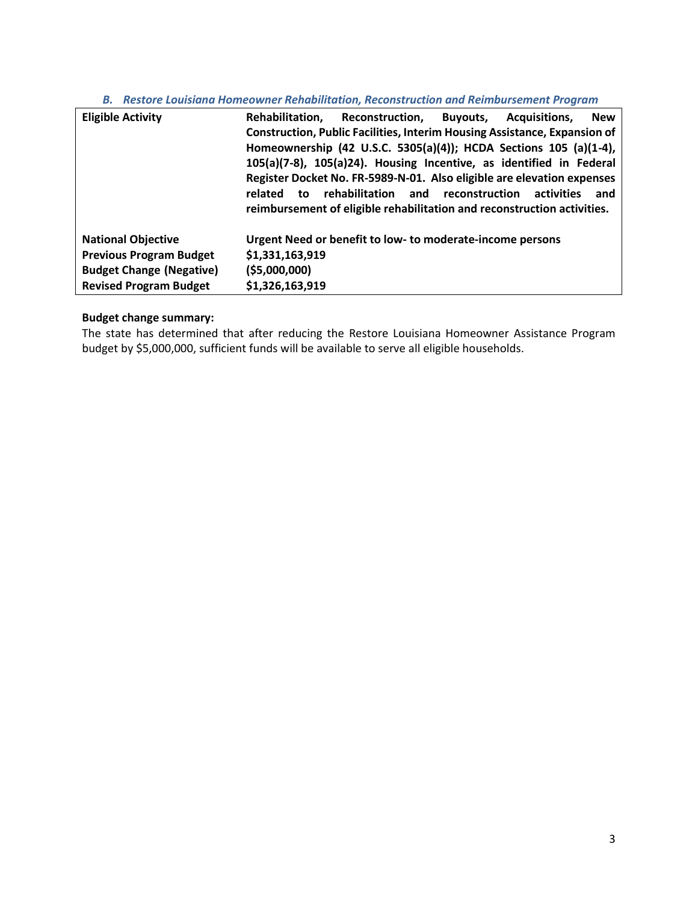### *B. Restore Louisiana Homeowner Rehabilitation, Reconstruction and Reimbursement Program*

| | |
|---|---|
| **Eligible Activity** | **Rehabilitation, Reconstruction, Buyouts, Acquisitions, New Construction, Public Facilities, Interim Housing Assistance, Expansion of Homeownership (42 U.S.C. 5305(a)(4)); HCDA Sections 105 (a)(1-4), 105(a)(7-8), 105(a)24). Housing Incentive, as identified in Federal Register Docket No. FR-5989-N-01. Also eligible are elevation expenses related to rehabilitation and reconstruction activities and reimbursement of eligible rehabilitation and reconstruction activities.** |
| **National Objective** | **Urgent Need or benefit to low- to moderate-income persons** |
| **Previous Program Budget** | **$1,331,163,919** |
| **Budget Change (Negative)** | **($5,000,000)** |
| **Revised Program Budget** | **$1,326,163,919** |

**Budget change summary:**

The state has determined that after reducing the Restore Louisiana Homeowner Assistance Program budget by $5,000,000, sufficient funds will be available to serve all eligible households.